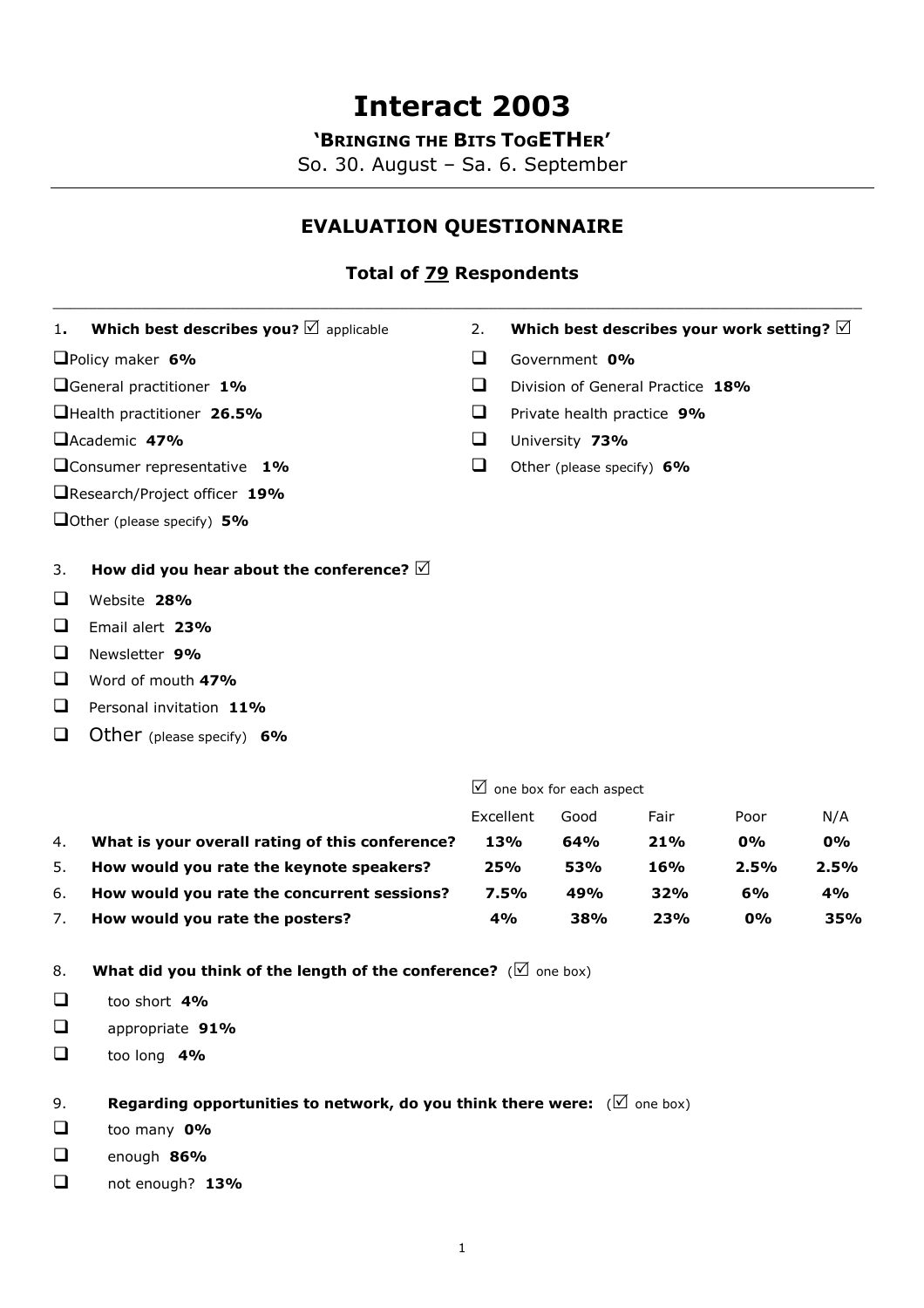# Interact 2003

**'Bringing the Bits TogETHer'**

So. 30. August – Sa. 6. September

---

## EVALUATION QUESTIONNAIRE

### Total of 79 Respondents

---

1. **Which best describes you?** ☑ applicable

- ❑ Policy maker **6%**
- ❑ General practitioner **1%**
- ❑ Health practitioner **26.5%**
- ❑ Academic **47%**
- ❑ Consumer representative **1%**
- ❑ Research/Project officer **19%**
- ❑ Other (please specify) **5%**

2. **Which best describes your work setting?** ☑

- ❑ Government **0%**
- ❑ Division of General Practice **18%**
- ❑ Private health practice **9%**
- ❑ University **73%**
- ❑ Other (please specify) **6%**

3. **How did you hear about the conference?** ☑

- ❑ Website **28%**
- ❑ Email alert **23%**
- ❑ Newsletter **9%**
- ❑ Word of mouth **47%**
- ❑ Personal invitation **11%**
- ❑ Other (please specify) **6%**

☑ one box for each aspect

| | | Excellent | Good | Fair | Poor | N/A |
|---|---|---|---|---|---|---|
| 4. | **What is your overall rating of this conference?** | **13%** | **64%** | **21%** | **0%** | **0%** |
| 5. | **How would you rate the keynote speakers?** | **25%** | **53%** | **16%** | **2.5%** | **2.5%** |
| 6. | **How would you rate the concurrent sessions?** | **7.5%** | **49%** | **32%** | **6%** | **4%** |
| 7. | **How would you rate the posters?** | **4%** | **38%** | **23%** | **0%** | **35%** |

8. **What did you think of the length of the conference?** (☑ one box)

- ❑ too short **4%**
- ❑ appropriate **91%**
- ❑ too long **4%**

9. **Regarding opportunities to network, do you think there were:** (☑ one box)

- ❑ too many **0%**
- ❑ enough **86%**
- ❑ not enough? **13%**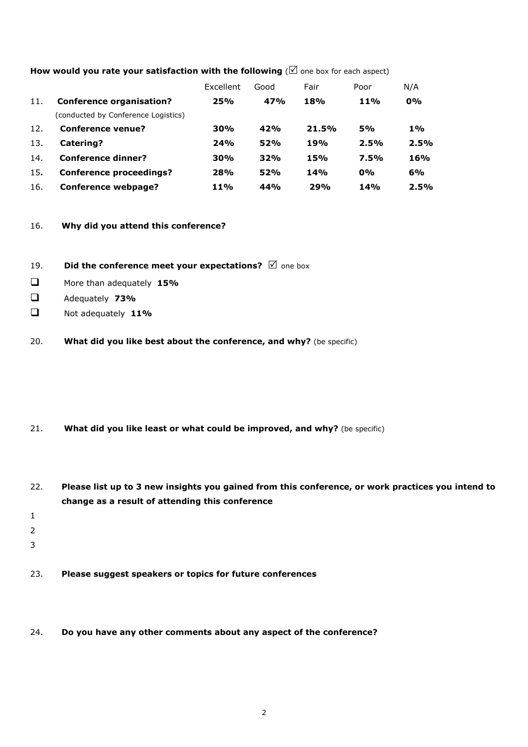**How would you rate your satisfaction with the following** (☑ one box for each aspect)

| | | Excellent | Good | Fair | Poor | N/A |
|---|---|---|---|---|---|---|
| 11. | **Conference organisation?** (conducted by Conference Logistics) | **25%** | **47%** | **18%** | **11%** | **0%** |
| 12. | **Conference venue?** | **30%** | **42%** | **21.5%** | **5%** | **1%** |
| 13. | **Catering?** | **24%** | **52%** | **19%** | **2.5%** | **2.5%** |
| 14. | **Conference dinner?** | **30%** | **32%** | **15%** | **7.5%** | **16%** |
| 15**.** | **Conference proceedings?** | **28%** | **52%** | **14%** | **0%** | **6%** |
| 16. | **Conference webpage?** | **11%** | **44%** | **29%** | **14%** | **2.5%** |

16. **Why did you attend this conference?**

19. **Did the conference meet your expectations?** ☑ one box

- ☐ More than adequately **15%**
- ☐ Adequately **73%**
- ☐ Not adequately **11%**

20. **What did you like best about the conference, and why?** (be specific)

21. **What did you like least or what could be improved, and why?** (be specific)

22. **Please list up to 3 new insights you gained from this conference, or work practices you intend to change as a result of attending this conference**

1
2
3

23. **Please suggest speakers or topics for future conferences**

24. **Do you have any other comments about any aspect of the conference?**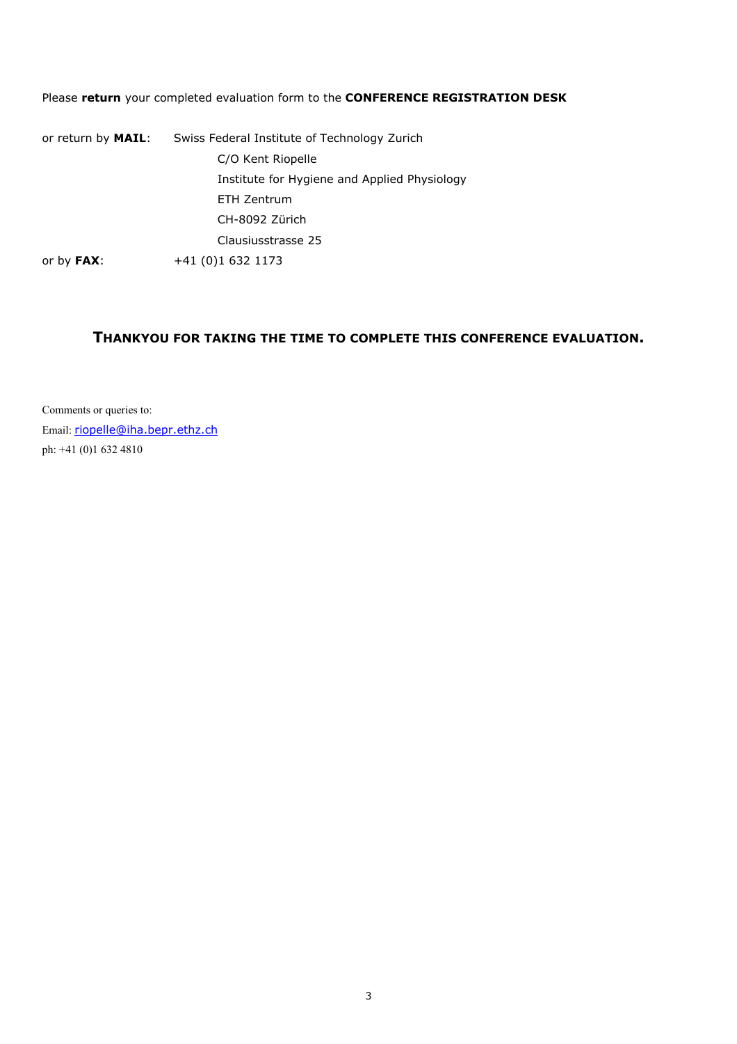Please **return** your completed evaluation form to the **CONFERENCE REGISTRATION DESK**

or return by **MAIL**: Swiss Federal Institute of Technology Zurich
C/O Kent Riopelle
Institute for Hygiene and Applied Physiology
ETH Zentrum
CH-8092 Zürich
Clausiusstrasse 25

or by **FAX**: +41 (0)1 632 1173

**THANKYOU FOR TAKING THE TIME TO COMPLETE THIS CONFERENCE EVALUATION.**

Comments or queries to:
Email: riopelle@iha.bepr.ethz.ch
ph: +41 (0)1 632 4810